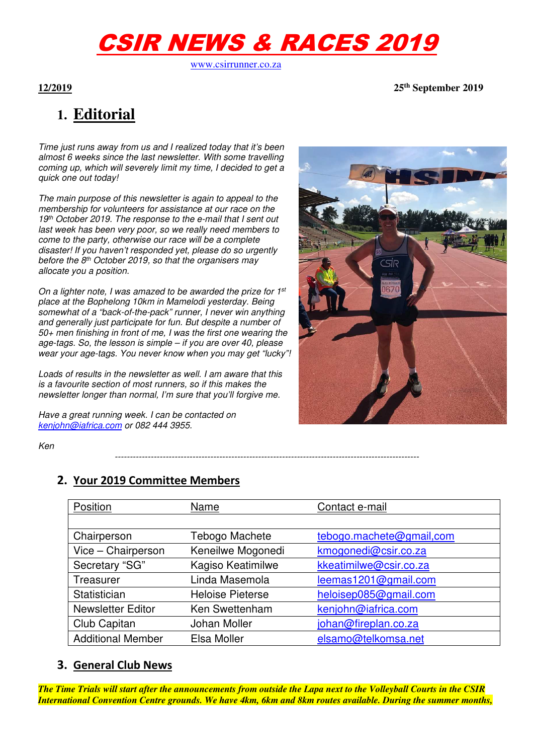# CSIR NEWS & RACES 2019

www.csirrunner.co.za

**12/2019** **25th September 2019**

## 1. Editorial

*Time just runs away from us and I realized today that it's been almost 6 weeks since the last newsletter. With some travelling coming up, which will severely limit my time, I decided to get a quick one out today!*

*The main purpose of this newsletter is again to appeal to the membership for volunteers for assistance at our race on the 19th October 2019. The response to the e-mail that I sent out last week has been very poor, so we really need members to come to the party, otherwise our race will be a complete disaster! If you haven't responded yet, please do so urgently before the 8th October 2019, so that the organisers may allocate you a position.*

*On a lighter note, I was amazed to be awarded the prize for 1st place at the Bophelong 10km in Mamelodi yesterday. Being somewhat of a "back-of-the-pack" runner, I never win anything and generally just participate for fun. But despite a number of 50+ men finishing in front of me, I was the first one wearing the age-tags. So, the lesson is simple – if you are over 40, please wear your age-tags. You never know when you may get "lucky"!*

*Loads of results in the newsletter as well. I am aware that this is a favourite section of most runners, so if this makes the newsletter longer than normal, I'm sure that you'll forgive me.*

*Have a great running week. I can be contacted on kenjohn@iafrica.com or 082 444 3955.*

*Ken*

---

## 2. Your 2019 Committee Members

| Position | Name | Contact e-mail |
|---|---|---|
| | | |
| Chairperson | Tebogo Machete | tebogo.machete@gmail,com |
| Vice – Chairperson | Keneilwe Mogonedi | kmogonedi@csir.co.za |
| Secretary "SG" | Kagiso Keatimilwe | kkeatimilwe@csir.co.za |
| Treasurer | Linda Masemola | leemas1201@gmail.com |
| Statistician | Heloise Pieterse | heloisep085@gmail.com |
| Newsletter Editor | Ken Swettenham | kenjohn@iafrica.com |
| Club Capitan | Johan Moller | johan@fireplan.co.za |
| Additional Member | Elsa Moller | elsamo@telkomsa.net |

## 3. General Club News

***The Time Trials will start after the announcements from outside the Lapa next to the Volleyball Courts in the CSIR International Convention Centre grounds. We have 4km, 6km and 8km routes available. During the summer months,***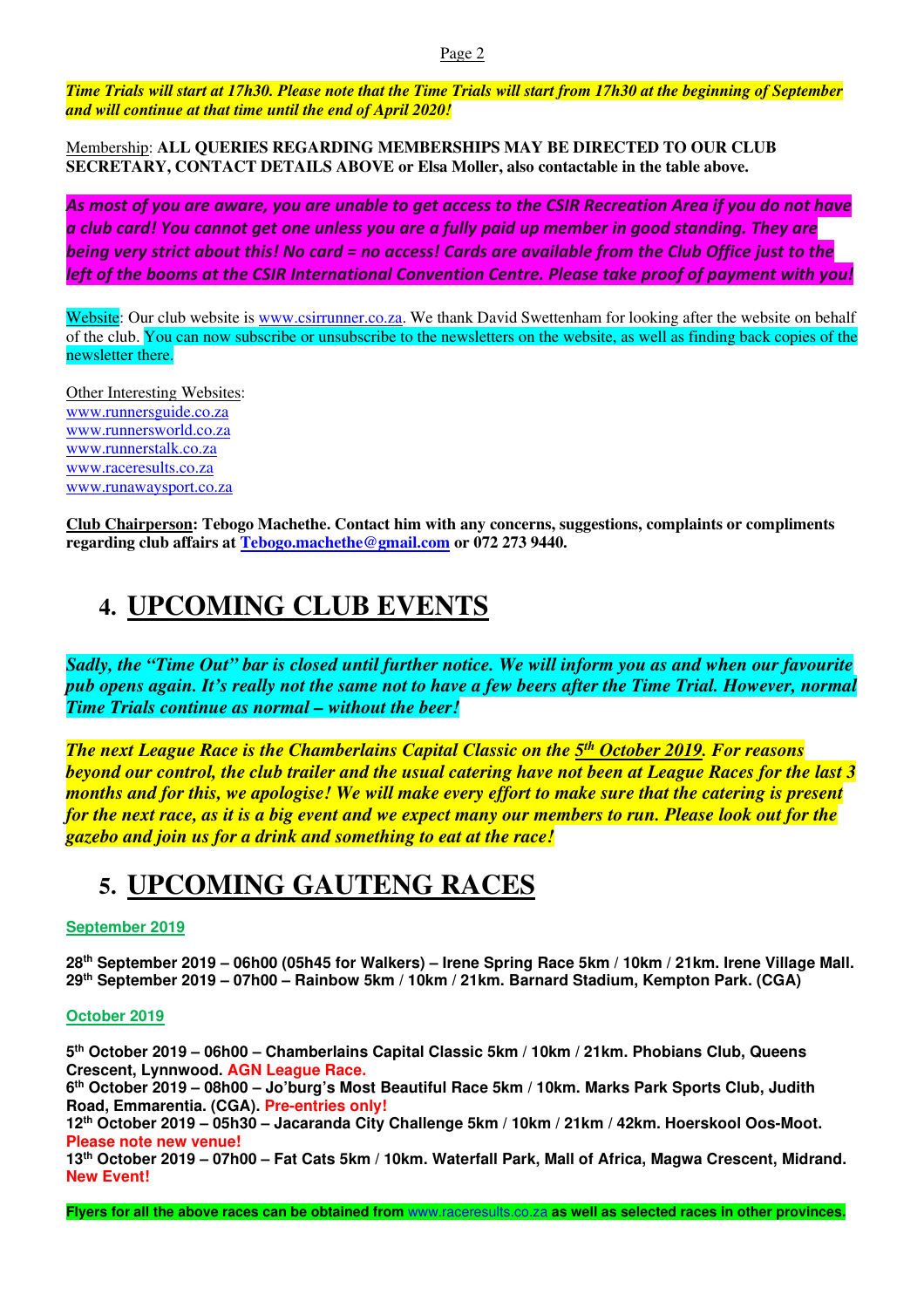***Time Trials will start at 17h30. Please note that the Time Trials will start from 17h30 at the beginning of September and will continue at that time until the end of April 2020!***

Membership: **ALL QUERIES REGARDING MEMBERSHIPS MAY BE DIRECTED TO OUR CLUB SECRETARY, CONTACT DETAILS ABOVE or Elsa Moller, also contactable in the table above.**

***As most of you are aware, you are unable to get access to the CSIR Recreation Area if you do not have a club card! You cannot get one unless you are a fully paid up member in good standing. They are being very strict about this! No card = no access! Cards are available from the Club Office just to the left of the booms at the CSIR International Convention Centre. Please take proof of payment with you!***

Website: Our club website is www.csirrunner.co.za. We thank David Swettenham for looking after the website on behalf of the club. You can now subscribe or unsubscribe to the newsletters on the website, as well as finding back copies of the newsletter there.

Other Interesting Websites:
www.runnersguide.co.za
www.runnersworld.co.za
www.runnerstalk.co.za
www.raceresults.co.za
www.runawaysport.co.za

**Club Chairperson: Tebogo Machethe. Contact him with any concerns, suggestions, complaints or compliments regarding club affairs at Tebogo.machethe@gmail.com or 072 273 9440.**

# 4. UPCOMING CLUB EVENTS

***Sadly, the "Time Out" bar is closed until further notice. We will inform you as and when our favourite pub opens again. It's really not the same not to have a few beers after the Time Trial. However, normal Time Trials continue as normal – without the beer!***

***The next League Race is the Chamberlains Capital Classic on the 5th October 2019. For reasons beyond our control, the club trailer and the usual catering have not been at League Races for the last 3 months and for this, we apologise! We will make every effort to make sure that the catering is present for the next race, as it is a big event and we expect many our members to run. Please look out for the gazebo and join us for a drink and something to eat at the race!***

# 5. UPCOMING GAUTENG RACES

**September 2019**

**28th September 2019 – 06h00 (05h45 for Walkers) – Irene Spring Race 5km / 10km / 21km. Irene Village Mall.**
**29th September 2019 – 07h00 – Rainbow 5km / 10km / 21km. Barnard Stadium, Kempton Park. (CGA)**

**October 2019**

**5th October 2019 – 06h00 – Chamberlains Capital Classic 5km / 10km / 21km. Phobians Club, Queens Crescent, Lynnwood. AGN League Race.**
**6th October 2019 – 08h00 – Jo'burg's Most Beautiful Race 5km / 10km. Marks Park Sports Club, Judith Road, Emmarentia. (CGA). Pre-entries only!**
**12th October 2019 – 05h30 – Jacaranda City Challenge 5km / 10km / 21km / 42km. Hoerskool Oos-Moot. Please note new venue!**
**13th October 2019 – 07h00 – Fat Cats 5km / 10km. Waterfall Park, Mall of Africa, Magwa Crescent, Midrand. New Event!**

**Flyers for all the above races can be obtained from www.raceresults.co.za as well as selected races in other provinces.**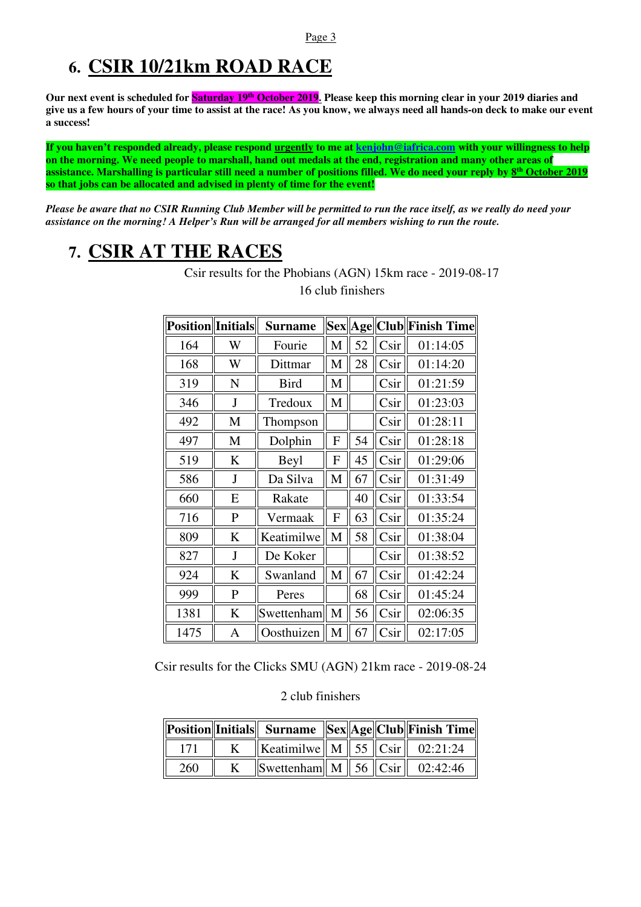# 6. CSIR 10/21km ROAD RACE

**Our next event is scheduled for Saturday 19th October 2019. Please keep this morning clear in your 2019 diaries and give us a few hours of your time to assist at the race! As you know, we always need all hands-on deck to make our event a success!**

**If you haven't responded already, please respond urgently to me at kenjohn@iafrica.com with your willingness to help on the morning. We need people to marshall, hand out medals at the end, registration and many other areas of assistance. Marshalling is particular still need a number of positions filled. We do need your reply by 8th October 2019 so that jobs can be allocated and advised in plenty of time for the event!**

***Please be aware that no CSIR Running Club Member will be permitted to run the race itself, as we really do need your assistance on the morning! A Helper's Run will be arranged for all members wishing to run the route.***

# 7. CSIR AT THE RACES

Csir results for the Phobians (AGN) 15km race - 2019-08-17

16 club finishers

| Position | Initials | Surname | Sex | Age | Club | Finish Time |
|---|---|---|---|---|---|---|
| 164 | W | Fourie | M | 52 | Csir | 01:14:05 |
| 168 | W | Dittmar | M | 28 | Csir | 01:14:20 |
| 319 | N | Bird | M | | Csir | 01:21:59 |
| 346 | J | Tredoux | M | | Csir | 01:23:03 |
| 492 | M | Thompson | | | Csir | 01:28:11 |
| 497 | M | Dolphin | F | 54 | Csir | 01:28:18 |
| 519 | K | Beyl | F | 45 | Csir | 01:29:06 |
| 586 | J | Da Silva | M | 67 | Csir | 01:31:49 |
| 660 | E | Rakate | | 40 | Csir | 01:33:54 |
| 716 | P | Vermaak | F | 63 | Csir | 01:35:24 |
| 809 | K | Keatimilwe | M | 58 | Csir | 01:38:04 |
| 827 | J | De Koker | | | Csir | 01:38:52 |
| 924 | K | Swanland | M | 67 | Csir | 01:42:24 |
| 999 | P | Peres | | 68 | Csir | 01:45:24 |
| 1381 | K | Swettenham | M | 56 | Csir | 02:06:35 |
| 1475 | A | Oosthuizen | M | 67 | Csir | 02:17:05 |

Csir results for the Clicks SMU (AGN) 21km race - 2019-08-24

2 club finishers

| Position | Initials | Surname | Sex | Age | Club | Finish Time |
|---|---|---|---|---|---|---|
| 171 | K | Keatimilwe | M | 55 | Csir | 02:21:24 |
| 260 | K | Swettenham | M | 56 | Csir | 02:42:46 |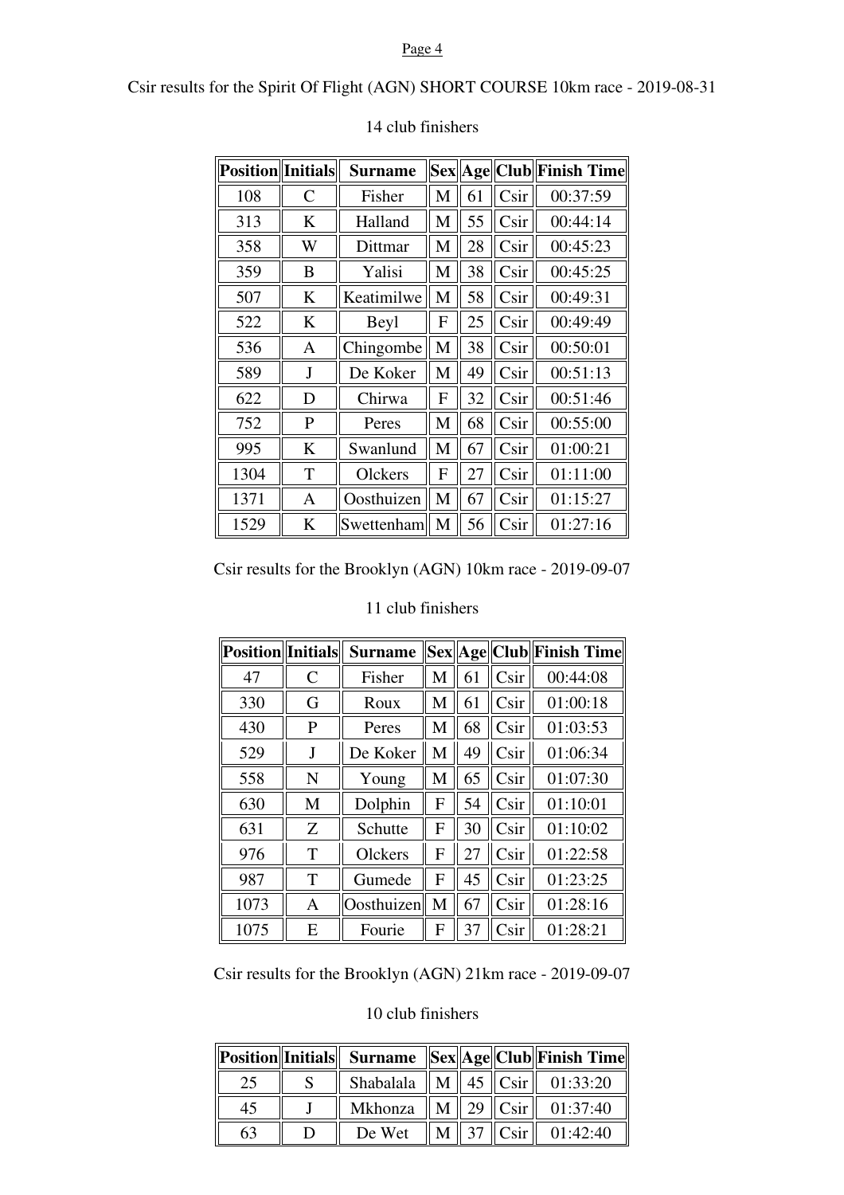Csir results for the Spirit Of Flight (AGN) SHORT COURSE 10km race - 2019-08-31

14 club finishers

| Position | Initials | Surname | Sex | Age | Club | Finish Time |
| --- | --- | --- | --- | --- | --- | --- |
| 108 | C | Fisher | M | 61 | Csir | 00:37:59 |
| 313 | K | Halland | M | 55 | Csir | 00:44:14 |
| 358 | W | Dittmar | M | 28 | Csir | 00:45:23 |
| 359 | B | Yalisi | M | 38 | Csir | 00:45:25 |
| 507 | K | Keatimilwe | M | 58 | Csir | 00:49:31 |
| 522 | K | Beyl | F | 25 | Csir | 00:49:49 |
| 536 | A | Chingombe | M | 38 | Csir | 00:50:01 |
| 589 | J | De Koker | M | 49 | Csir | 00:51:13 |
| 622 | D | Chirwa | F | 32 | Csir | 00:51:46 |
| 752 | P | Peres | M | 68 | Csir | 00:55:00 |
| 995 | K | Swanlund | M | 67 | Csir | 01:00:21 |
| 1304 | T | Olckers | F | 27 | Csir | 01:11:00 |
| 1371 | A | Oosthuizen | M | 67 | Csir | 01:15:27 |
| 1529 | K | Swettenham | M | 56 | Csir | 01:27:16 |

Csir results for the Brooklyn (AGN) 10km race - 2019-09-07

11 club finishers

| Position | Initials | Surname | Sex | Age | Club | Finish Time |
| --- | --- | --- | --- | --- | --- | --- |
| 47 | C | Fisher | M | 61 | Csir | 00:44:08 |
| 330 | G | Roux | M | 61 | Csir | 01:00:18 |
| 430 | P | Peres | M | 68 | Csir | 01:03:53 |
| 529 | J | De Koker | M | 49 | Csir | 01:06:34 |
| 558 | N | Young | M | 65 | Csir | 01:07:30 |
| 630 | M | Dolphin | F | 54 | Csir | 01:10:01 |
| 631 | Z | Schutte | F | 30 | Csir | 01:10:02 |
| 976 | T | Olckers | F | 27 | Csir | 01:22:58 |
| 987 | T | Gumede | F | 45 | Csir | 01:23:25 |
| 1073 | A | Oosthuizen | M | 67 | Csir | 01:28:16 |
| 1075 | E | Fourie | F | 37 | Csir | 01:28:21 |

Csir results for the Brooklyn (AGN) 21km race - 2019-09-07

10 club finishers

| Position | Initials | Surname | Sex | Age | Club | Finish Time |
| --- | --- | --- | --- | --- | --- | --- |
| 25 | S | Shabalala | M | 45 | Csir | 01:33:20 |
| 45 | J | Mkhonza | M | 29 | Csir | 01:37:40 |
| 63 | D | De Wet | M | 37 | Csir | 01:42:40 |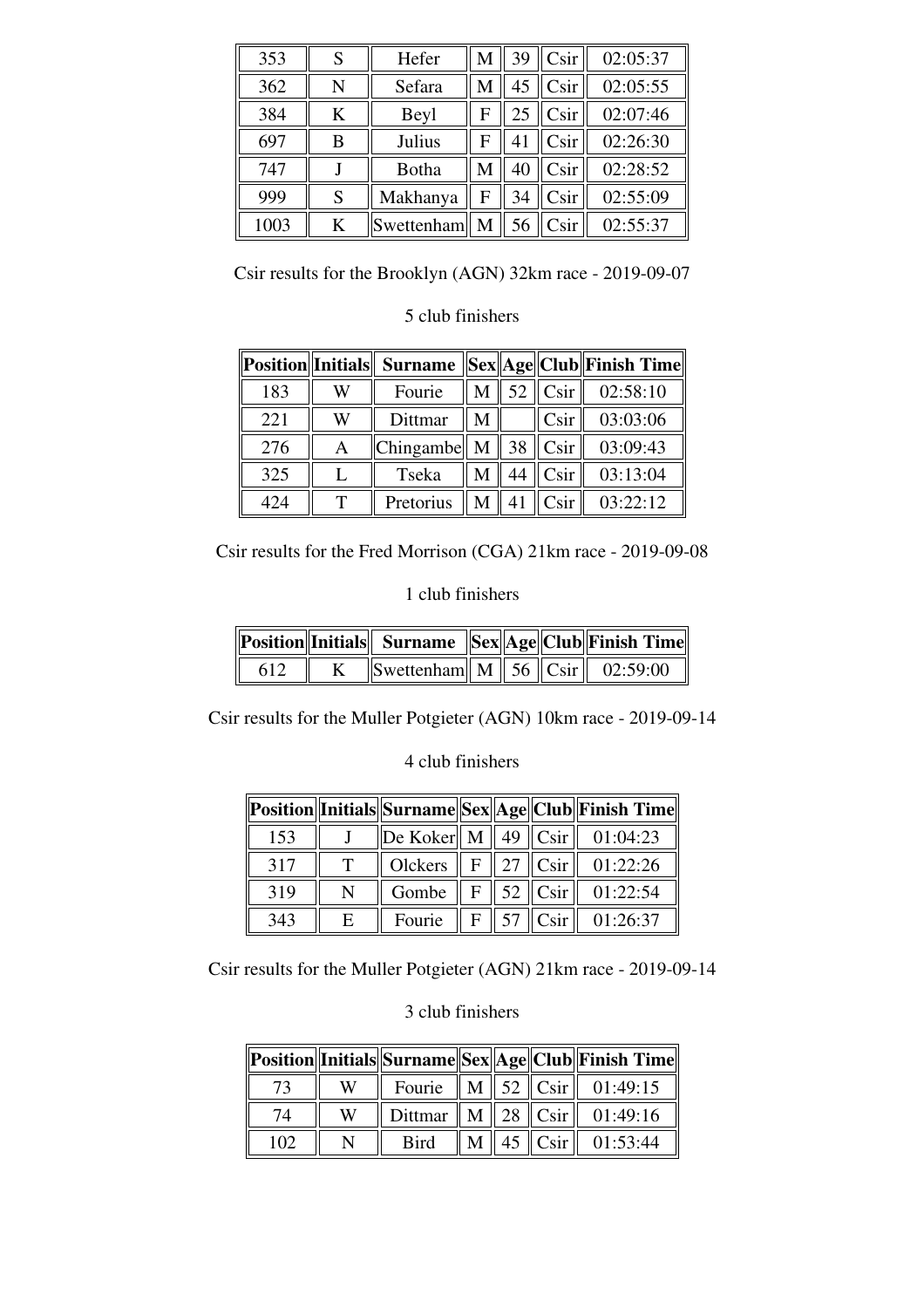| 353 | S | Hefer | M | 39 | Csir | 02:05:37 |
|---|---|---|---|---|---|---|
| 362 | N | Sefara | M | 45 | Csir | 02:05:55 |
| 384 | K | Beyl | F | 25 | Csir | 02:07:46 |
| 697 | B | Julius | F | 41 | Csir | 02:26:30 |
| 747 | J | Botha | M | 40 | Csir | 02:28:52 |
| 999 | S | Makhanya | F | 34 | Csir | 02:55:09 |
| 1003 | K | Swettenham | M | 56 | Csir | 02:55:37 |

Csir results for the Brooklyn (AGN) 32km race - 2019-09-07

5 club finishers

| Position | Initials | Surname | Sex | Age | Club | Finish Time |
|---|---|---|---|---|---|---|
| 183 | W | Fourie | M | 52 | Csir | 02:58:10 |
| 221 | W | Dittmar | M | | Csir | 03:03:06 |
| 276 | A | Chingambe | M | 38 | Csir | 03:09:43 |
| 325 | L | Tseka | M | 44 | Csir | 03:13:04 |
| 424 | T | Pretorius | M | 41 | Csir | 03:22:12 |

Csir results for the Fred Morrison (CGA) 21km race - 2019-09-08

1 club finishers

| Position | Initials | Surname | Sex | Age | Club | Finish Time |
|---|---|---|---|---|---|---|
| 612 | K | Swettenham | M | 56 | Csir | 02:59:00 |

Csir results for the Muller Potgieter (AGN) 10km race - 2019-09-14

4 club finishers

| Position | Initials | Surname | Sex | Age | Club | Finish Time |
|---|---|---|---|---|---|---|
| 153 | J | De Koker | M | 49 | Csir | 01:04:23 |
| 317 | T | Olckers | F | 27 | Csir | 01:22:26 |
| 319 | N | Gombe | F | 52 | Csir | 01:22:54 |
| 343 | E | Fourie | F | 57 | Csir | 01:26:37 |

Csir results for the Muller Potgieter (AGN) 21km race - 2019-09-14

3 club finishers

| Position | Initials | Surname | Sex | Age | Club | Finish Time |
|---|---|---|---|---|---|---|
| 73 | W | Fourie | M | 52 | Csir | 01:49:15 |
| 74 | W | Dittmar | M | 28 | Csir | 01:49:16 |
| 102 | N | Bird | M | 45 | Csir | 01:53:44 |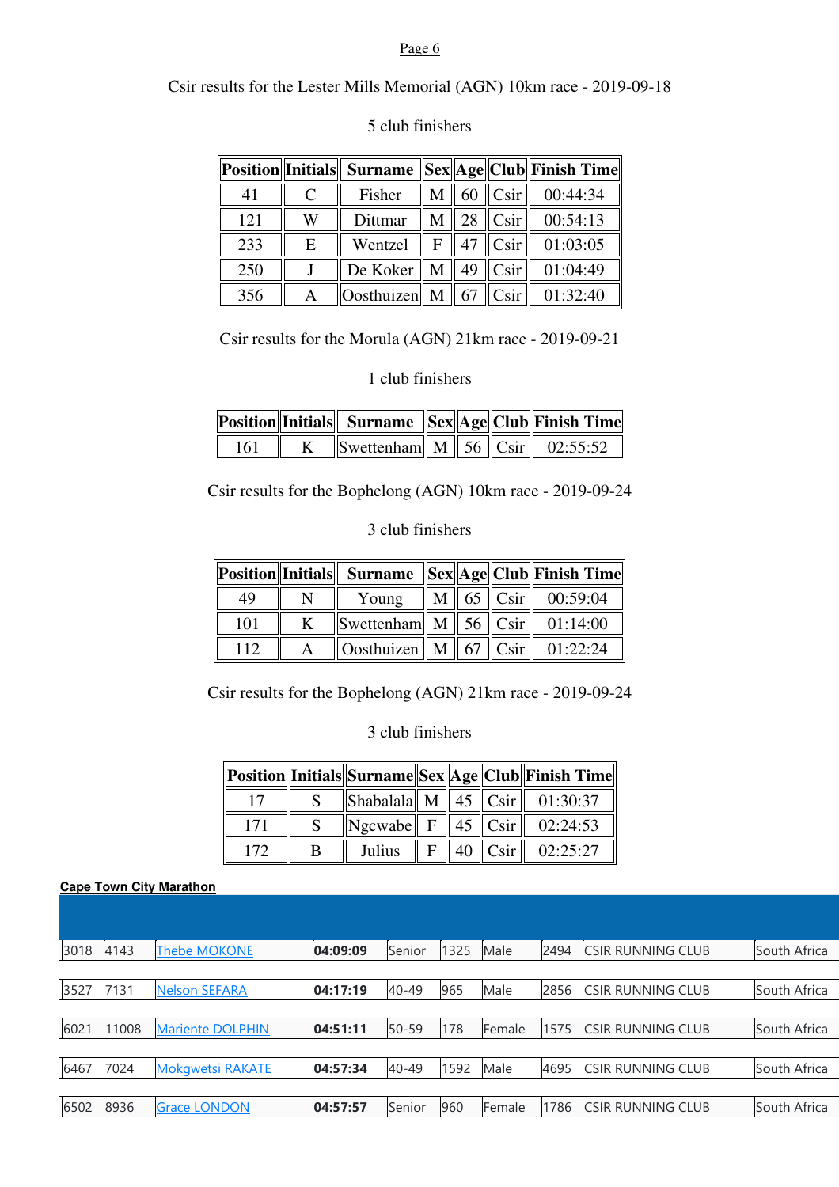Csir results for the Lester Mills Memorial (AGN) 10km race - 2019-09-18

5 club finishers

| Position | Initials | Surname | Sex | Age | Club | Finish Time |
|---|---|---|---|---|---|---|
| 41 | C | Fisher | M | 60 | Csir | 00:44:34 |
| 121 | W | Dittmar | M | 28 | Csir | 00:54:13 |
| 233 | E | Wentzel | F | 47 | Csir | 01:03:05 |
| 250 | J | De Koker | M | 49 | Csir | 01:04:49 |
| 356 | A | Oosthuizen | M | 67 | Csir | 01:32:40 |

Csir results for the Morula (AGN) 21km race - 2019-09-21

1 club finishers

| Position | Initials | Surname | Sex | Age | Club | Finish Time |
|---|---|---|---|---|---|---|
| 161 | K | Swettenham | M | 56 | Csir | 02:55:52 |

Csir results for the Bophelong (AGN) 10km race - 2019-09-24

3 club finishers

| Position | Initials | Surname | Sex | Age | Club | Finish Time |
|---|---|---|---|---|---|---|
| 49 | N | Young | M | 65 | Csir | 00:59:04 |
| 101 | K | Swettenham | M | 56 | Csir | 01:14:00 |
| 112 | A | Oosthuizen | M | 67 | Csir | 01:22:24 |

Csir results for the Bophelong (AGN) 21km race - 2019-09-24

3 club finishers

| Position | Initials | Surname | Sex | Age | Club | Finish Time |
|---|---|---|---|---|---|---|
| 17 | S | Shabalala | M | 45 | Csir | 01:30:37 |
| 171 | S | Ngcwabe | F | 45 | Csir | 02:24:53 |
| 172 | B | Julius | F | 40 | Csir | 02:25:27 |

**Cape Town City Marathon**

| | | | | | | | | | |
|---|---|---|---|---|---|---|---|---|---|
| 3018 | 4143 | Thebe MOKONE | **04:09:09** | Senior | 1325 | Male | 2494 | CSIR RUNNING CLUB | South Africa |
| 3527 | 7131 | Nelson SEFARA | **04:17:19** | 40-49 | 965 | Male | 2856 | CSIR RUNNING CLUB | South Africa |
| 6021 | 11008 | Mariente DOLPHIN | **04:51:11** | 50-59 | 178 | Female | 1575 | CSIR RUNNING CLUB | South Africa |
| 6467 | 7024 | Mokgwetsi RAKATE | **04:57:34** | 40-49 | 1592 | Male | 4695 | CSIR RUNNING CLUB | South Africa |
| 6502 | 8936 | Grace LONDON | **04:57:57** | Senior | 960 | Female | 1786 | CSIR RUNNING CLUB | South Africa |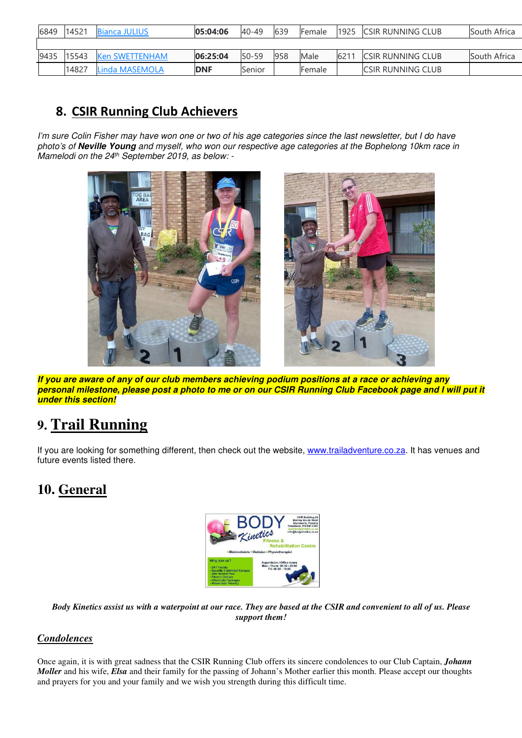| | | | | | | | | | |
|---|---|---|---|---|---|---|---|---|---|
| 6849 | 14521 | [Bianca JULIUS]() | **05:04:06** | 40-49 | 639 | Female | 1925 | CSIR RUNNING CLUB | South Africa |
| | | | | | | | | | |
| 9435 | 15543 | [Ken SWETTENHAM]() | **06:25:04** | 50-59 | 958 | Male | 6211 | CSIR RUNNING CLUB | South Africa |
| | 14827 | [Linda MASEMOLA]() | **DNF** | Senior | | Female | | CSIR RUNNING CLUB | |

## 8. CSIR Running Club Achievers

*I'm sure Colin Fisher may have won one or two of his age categories since the last newsletter, but I do have photo's of **Neville Young** and myself, who won our respective age categories at the Bophelong 10km race in Mamelodi on the 24th September 2019, as below: -*

***If you are aware of any of our club members achieving podium positions at a race or achieving any personal milestone, please post a photo to me or on our CSIR Running Club Facebook page and I will put it under this section!***

## 9. Trail Running

If you are looking for something different, then check out the website, [www.trailadventure.co.za](http://www.trailadventure.co.za). It has venues and future events listed there.

## 10. General

***Body Kinetics assist us with a waterpoint at our race. They are based at the CSIR and convenient to all of us. Please support them!***

### *Condolences*

Once again, it is with great sadness that the CSIR Running Club offers its sincere condolences to our Club Captain, ***Johann Moller*** and his wife, ***Elsa*** and their family for the passing of Johann's Mother earlier this month. Please accept our thoughts and prayers for you and your family and we wish you strength during this difficult time.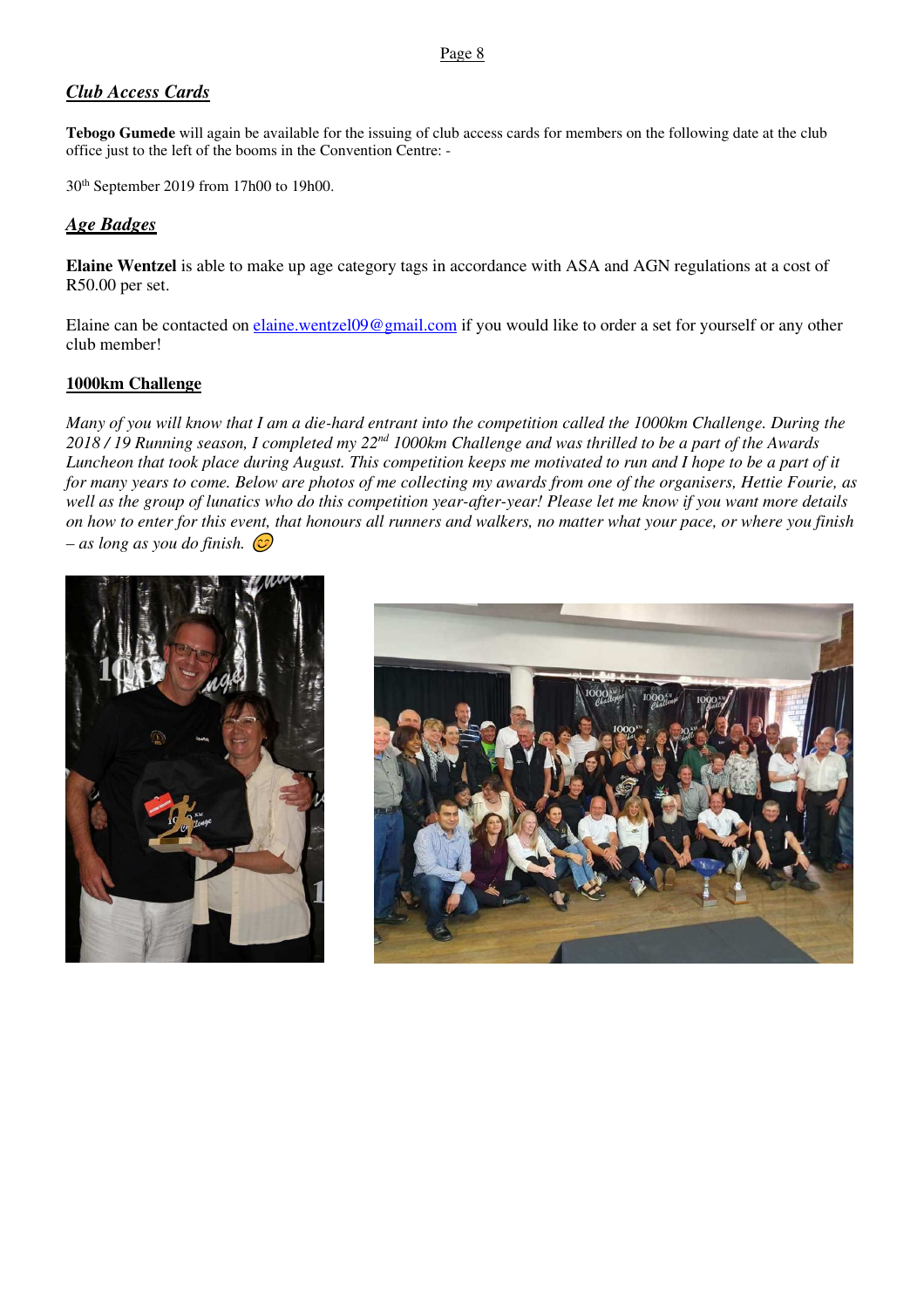## ***Club Access Cards***

**Tebogo Gumede** will again be available for the issuing of club access cards for members on the following date at the club office just to the left of the booms in the Convention Centre: -

30th September 2019 from 17h00 to 19h00.

## ***Age Badges***

**Elaine Wentzel** is able to make up age category tags in accordance with ASA and AGN regulations at a cost of R50.00 per set.

Elaine can be contacted on elaine.wentzel09@gmail.com if you would like to order a set for yourself or any other club member!

## **1000km Challenge**

*Many of you will know that I am a die-hard entrant into the competition called the 1000km Challenge. During the 2018 / 19 Running season, I completed my 22nd 1000km Challenge and was thrilled to be a part of the Awards Luncheon that took place during August. This competition keeps me motivated to run and I hope to be a part of it for many years to come. Below are photos of me collecting my awards from one of the organisers, Hettie Fourie, as well as the group of lunatics who do this competition year-after-year! Please let me know if you want more details on how to enter for this event, that honours all runners and walkers, no matter what your pace, or where you finish – as long as you do finish.* 😊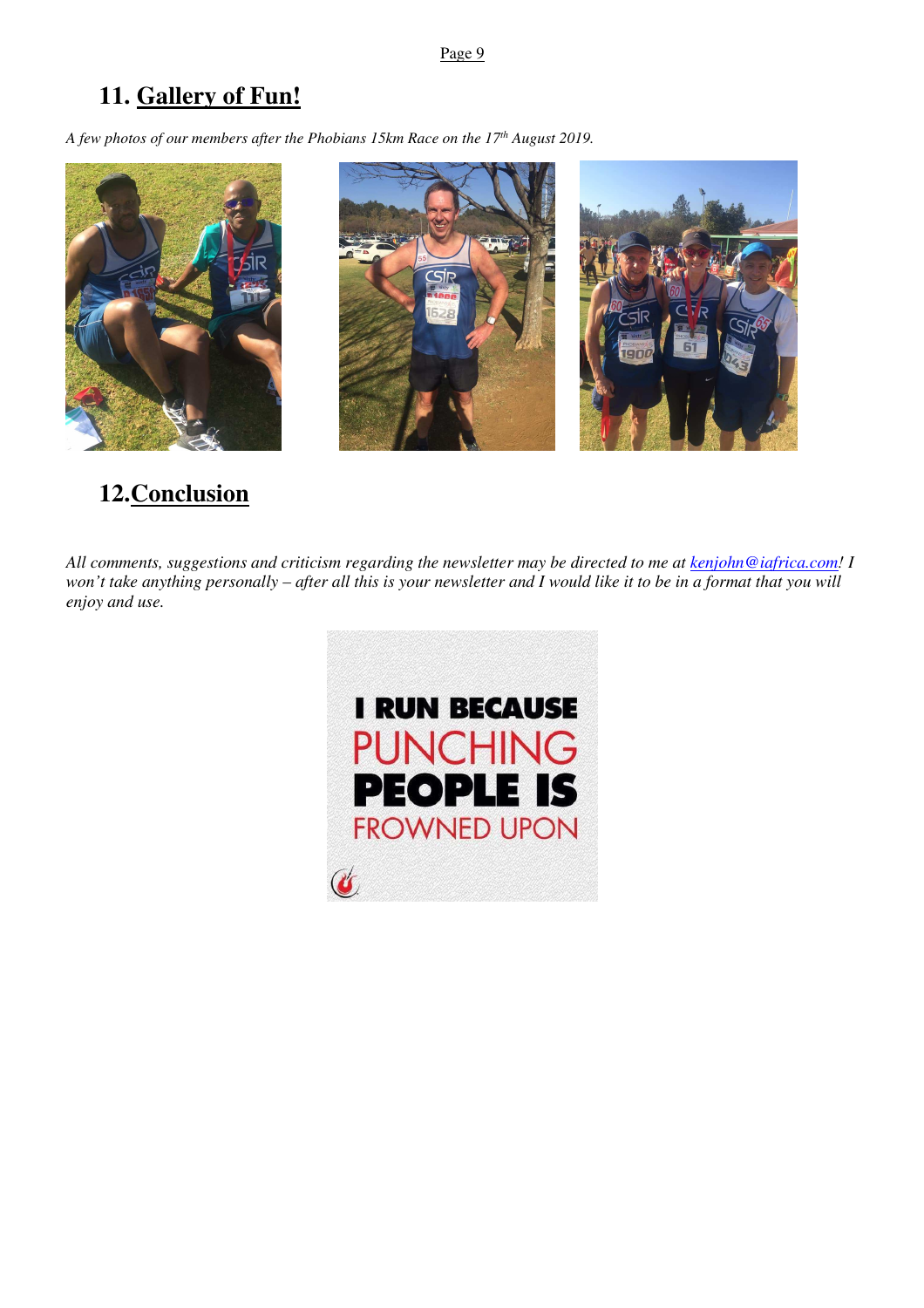## 11. Gallery of Fun!

*A few photos of our members after the Phobians 15km Race on the 17th August 2019.*

## 12. Conclusion

*All comments, suggestions and criticism regarding the newsletter may be directed to me at [kenjohn@iafrica.com](mailto:kenjohn@iafrica.com)! I won't take anything personally – after all this is your newsletter and I would like it to be in a format that you will enjoy and use.*